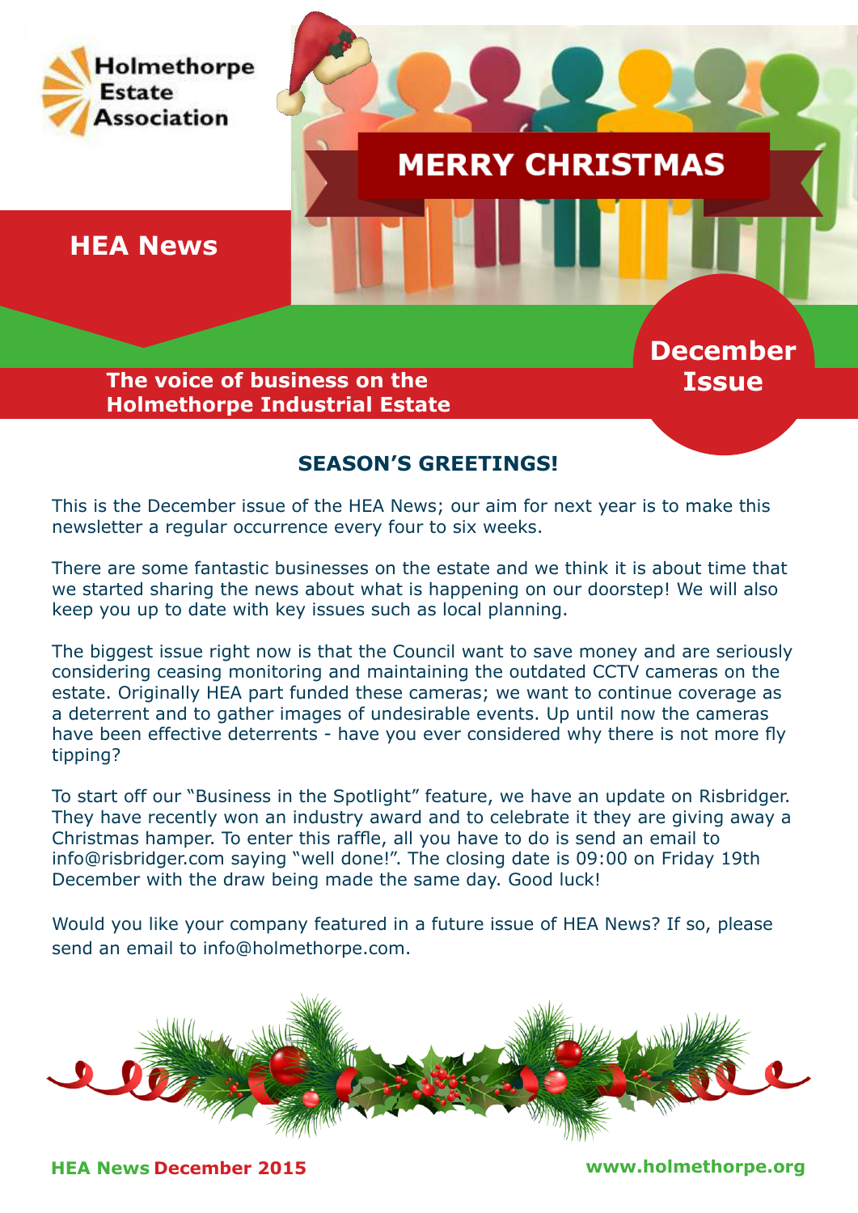Holmethorpe Estate Association

# HEA News

MERRY CHRISTMAS

**The voice of business on the Holmethorpe Industrial Estate**

**December Issue**

## SEASON'S GREETINGS!

This is the December issue of the HEA News; our aim for next year is to make this newsletter a regular occurrence every four to six weeks.

There are some fantastic businesses on the estate and we think it is about time that we started sharing the news about what is happening on our doorstep! We will also keep you up to date with key issues such as local planning.

The biggest issue right now is that the Council want to save money and are seriously considering ceasing monitoring and maintaining the outdated CCTV cameras on the estate. Originally HEA part funded these cameras; we want to continue coverage as a deterrent and to gather images of undesirable events. Up until now the cameras have been effective deterrents - have you ever considered why there is not more fly tipping?

To start off our "Business in the Spotlight" feature, we have an update on Risbridger. They have recently won an industry award and to celebrate it they are giving away a Christmas hamper. To enter this raffle, all you have to do is send an email to info@risbridger.com saying "well done!". The closing date is 09:00 on Friday 19th December with the draw being made the same day. Good luck!

Would you like your company featured in a future issue of HEA News? If so, please send an email to info@holmethorpe.com.

HEA News December 2015

www.holmethorpe.org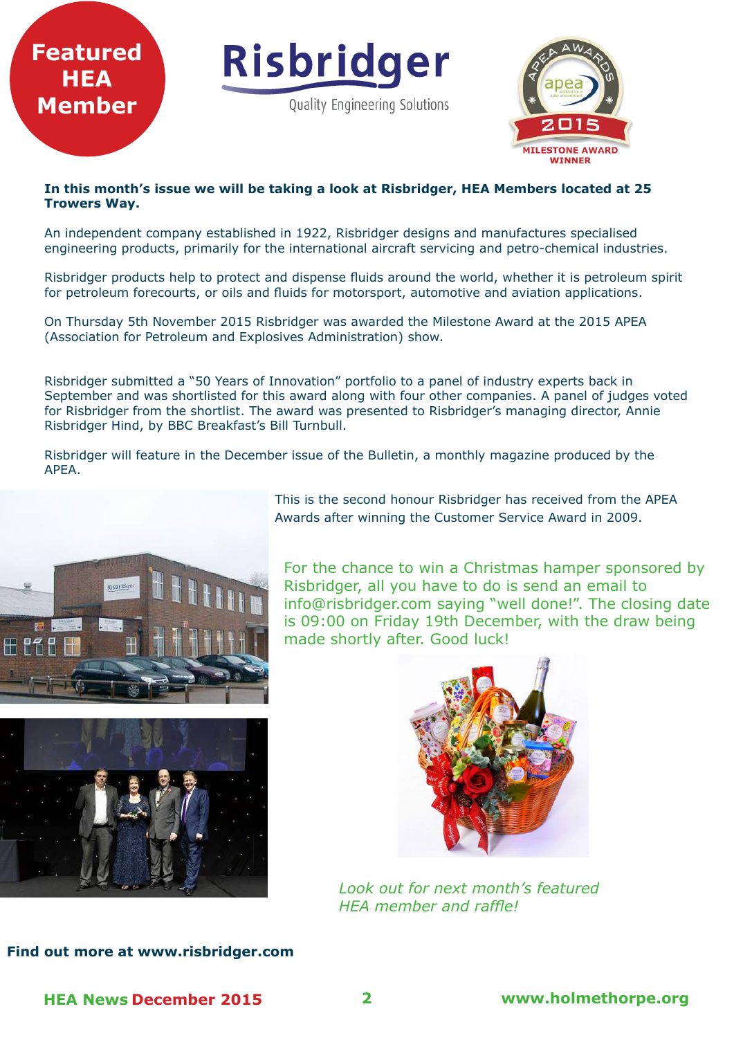**Featured HEA Member**

# Risbridger

Quality Engineering Solutions

APEA AWARDS 2015 MILESTONE AWARD WINNER

**In this month's issue we will be taking a look at Risbridger, HEA Members located at 25 Trowers Way.**

An independent company established in 1922, Risbridger designs and manufactures specialised engineering products, primarily for the international aircraft servicing and petro-chemical industries.

Risbridger products help to protect and dispense fluids around the world, whether it is petroleum spirit for petroleum forecourts, or oils and fluids for motorsport, automotive and aviation applications.

On Thursday 5th November 2015 Risbridger was awarded the Milestone Award at the 2015 APEA (Association for Petroleum and Explosives Administration) show.

Risbridger submitted a "50 Years of Innovation" portfolio to a panel of industry experts back in September and was shortlisted for this award along with four other companies. A panel of judges voted for Risbridger from the shortlist. The award was presented to Risbridger's managing director, Annie Risbridger Hind, by BBC Breakfast's Bill Turnbull.

Risbridger will feature in the December issue of the Bulletin, a monthly magazine produced by the APEA.

This is the second honour Risbridger has received from the APEA Awards after winning the Customer Service Award in 2009.

For the chance to win a Christmas hamper sponsored by Risbridger, all you have to do is send an email to info@risbridger.com saying "well done!". The closing date is 09:00 on Friday 19th December, with the draw being made shortly after. Good luck!

*Look out for next month's featured HEA member and raffle!*

**Find out more at www.risbridger.com**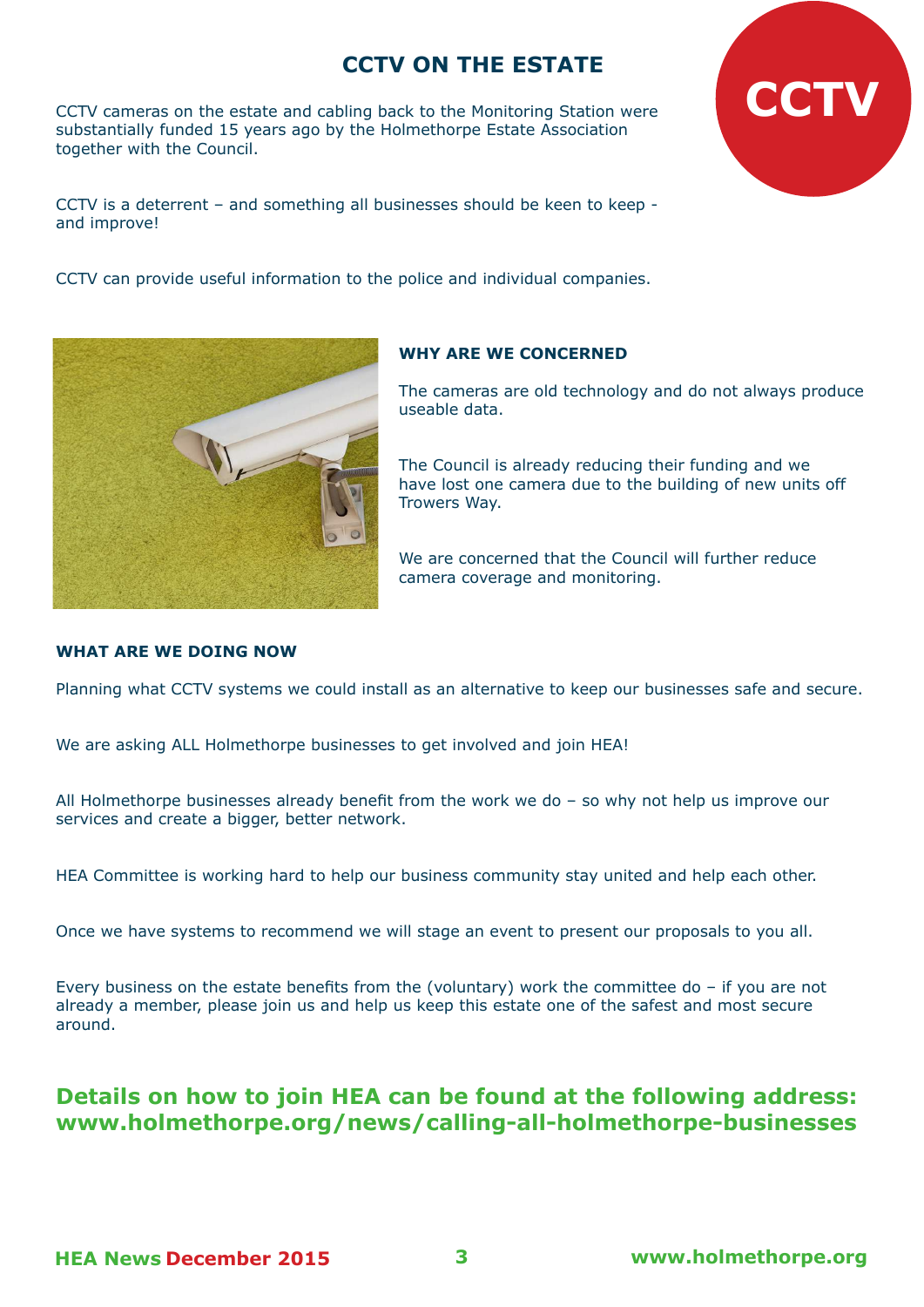# CCTV ON THE ESTATE

CCTV

CCTV cameras on the estate and cabling back to the Monitoring Station were substantially funded 15 years ago by the Holmethorpe Estate Association together with the Council.

CCTV is a deterrent – and something all businesses should be keen to keep - and improve!

CCTV can provide useful information to the police and individual companies.

## WHY ARE WE CONCERNED

The cameras are old technology and do not always produce useable data.

The Council is already reducing their funding and we have lost one camera due to the building of new units off Trowers Way.

We are concerned that the Council will further reduce camera coverage and monitoring.

## WHAT ARE WE DOING NOW

Planning what CCTV systems we could install as an alternative to keep our businesses safe and secure.

We are asking ALL Holmethorpe businesses to get involved and join HEA!

All Holmethorpe businesses already benefit from the work we do – so why not help us improve our services and create a bigger, better network.

HEA Committee is working hard to help our business community stay united and help each other.

Once we have systems to recommend we will stage an event to present our proposals to you all.

Every business on the estate benefits from the (voluntary) work the committee do – if you are not already a member, please join us and help us keep this estate one of the safest and most secure around.

**Details on how to join HEA can be found at the following address: www.holmethorpe.org/news/calling-all-holmethorpe-businesses**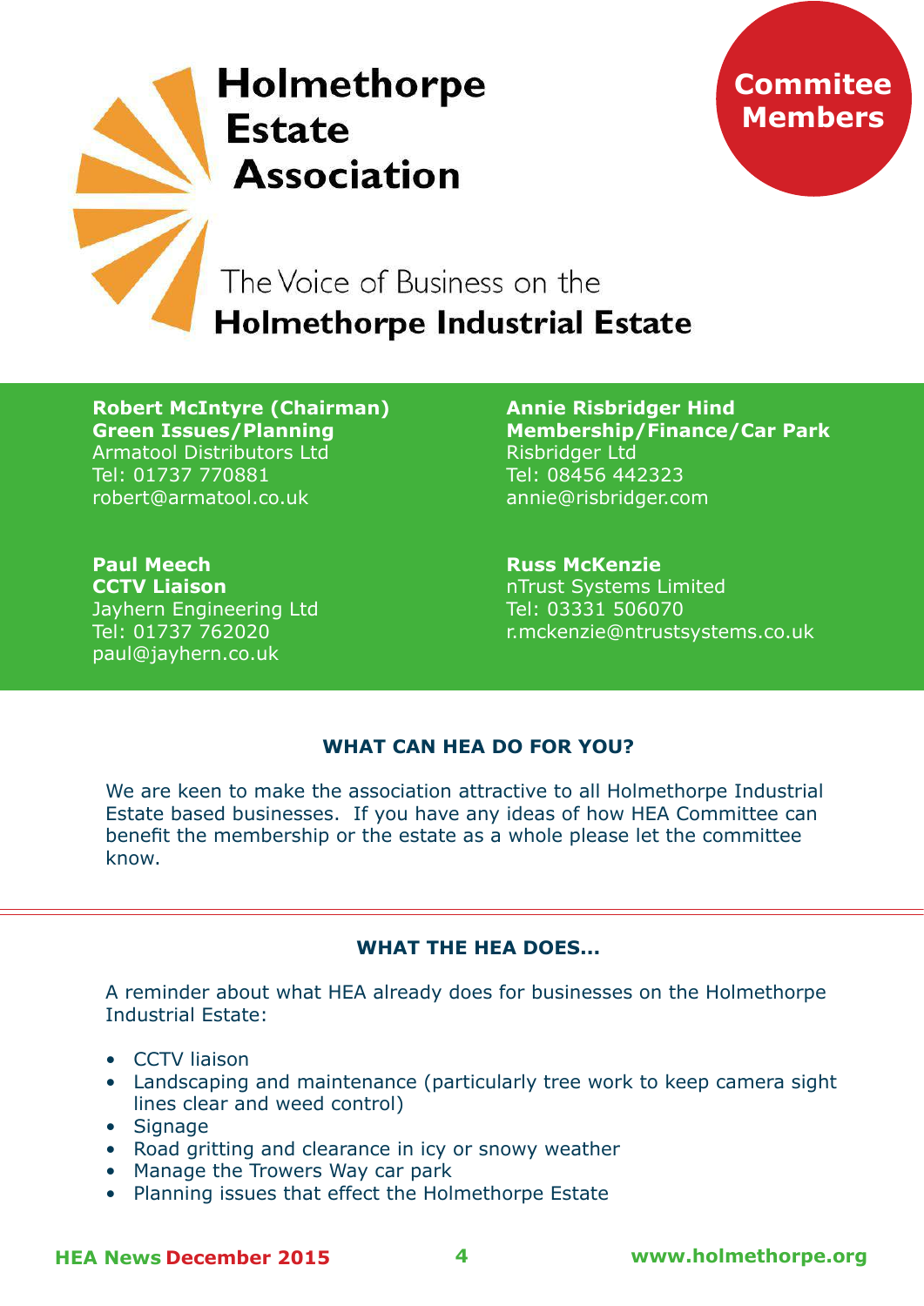# Holmethorpe Estate Association

The Voice of Business on the **Holmethorpe Industrial Estate**

## Commitee Members

**Robert McIntyre (Chairman)**
**Green Issues/Planning**
Armatool Distributors Ltd
Tel: 01737 770881
robert@armatool.co.uk

**Annie Risbridger Hind**
**Membership/Finance/Car Park**
Risbridger Ltd
Tel: 08456 442323
annie@risbridger.com

**Paul Meech**
**CCTV Liaison**
Jayhern Engineering Ltd
Tel: 01737 762020
paul@jayhern.co.uk

**Russ McKenzie**
nTrust Systems Limited
Tel: 03331 506070
r.mckenzie@ntrustsystems.co.uk

### WHAT CAN HEA DO FOR YOU?

We are keen to make the association attractive to all Holmethorpe Industrial Estate based businesses. If you have any ideas of how HEA Committee can benefit the membership or the estate as a whole please let the committee know.

### WHAT THE HEA DOES...

A reminder about what HEA already does for businesses on the Holmethorpe Industrial Estate:

- CCTV liaison
- Landscaping and maintenance (particularly tree work to keep camera sight lines clear and weed control)
- Signage
- Road gritting and clearance in icy or snowy weather
- Manage the Trowers Way car park
- Planning issues that effect the Holmethorpe Estate

**HEA News December 2015** **www.holmethorpe.org**